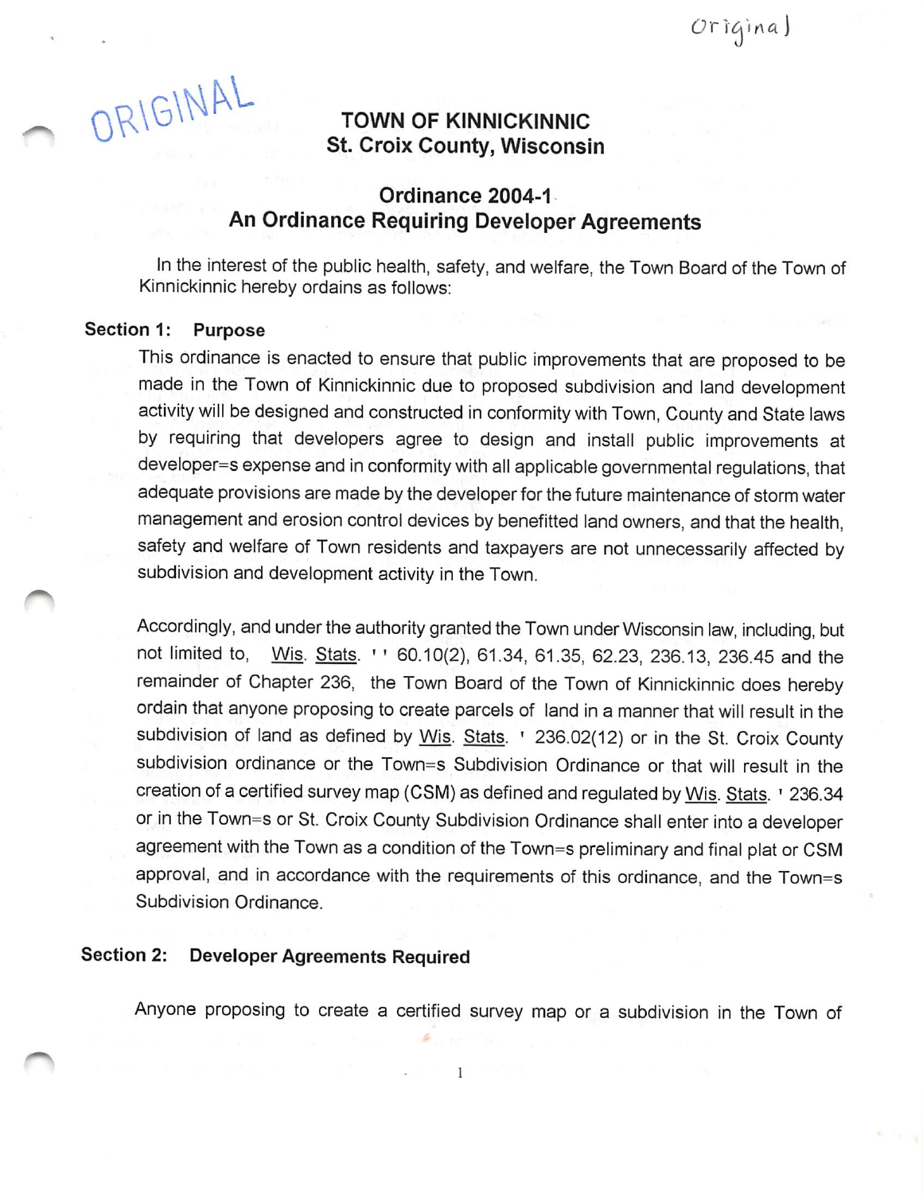ORIGINAL

Original

# TOWN OF KINNICKINNIC
## St. Croix County, Wisconsin

## Ordinance 2004-1
## An Ordinance Requiring Developer Agreements

In the interest of the public health, safety, and welfare, the Town Board of the Town of Kinnickinnic hereby ordains as follows:

### Section 1: Purpose

This ordinance is enacted to ensure that public improvements that are proposed to be made in the Town of Kinnickinnic due to proposed subdivision and land development activity will be designed and constructed in conformity with Town, County and State laws by requiring that developers agree to design and install public improvements at developer=s expense and in conformity with all applicable governmental regulations, that adequate provisions are made by the developer for the future maintenance of storm water management and erosion control devices by benefitted land owners, and that the health, safety and welfare of Town residents and taxpayers are not unnecessarily affected by subdivision and development activity in the Town.

Accordingly, and under the authority granted the Town under Wisconsin law, including, but not limited to, Wis. Stats. '' 60.10(2), 61.34, 61.35, 62.23, 236.13, 236.45 and the remainder of Chapter 236, the Town Board of the Town of Kinnickinnic does hereby ordain that anyone proposing to create parcels of land in a manner that will result in the subdivision of land as defined by Wis. Stats. ' 236.02(12) or in the St. Croix County subdivision ordinance or the Town=s Subdivision Ordinance or that will result in the creation of a certified survey map (CSM) as defined and regulated by Wis. Stats. ' 236.34 or in the Town=s or St. Croix County Subdivision Ordinance shall enter into a developer agreement with the Town as a condition of the Town=s preliminary and final plat or CSM approval, and in accordance with the requirements of this ordinance, and the Town=s Subdivision Ordinance.

### Section 2: Developer Agreements Required

Anyone proposing to create a certified survey map or a subdivision in the Town of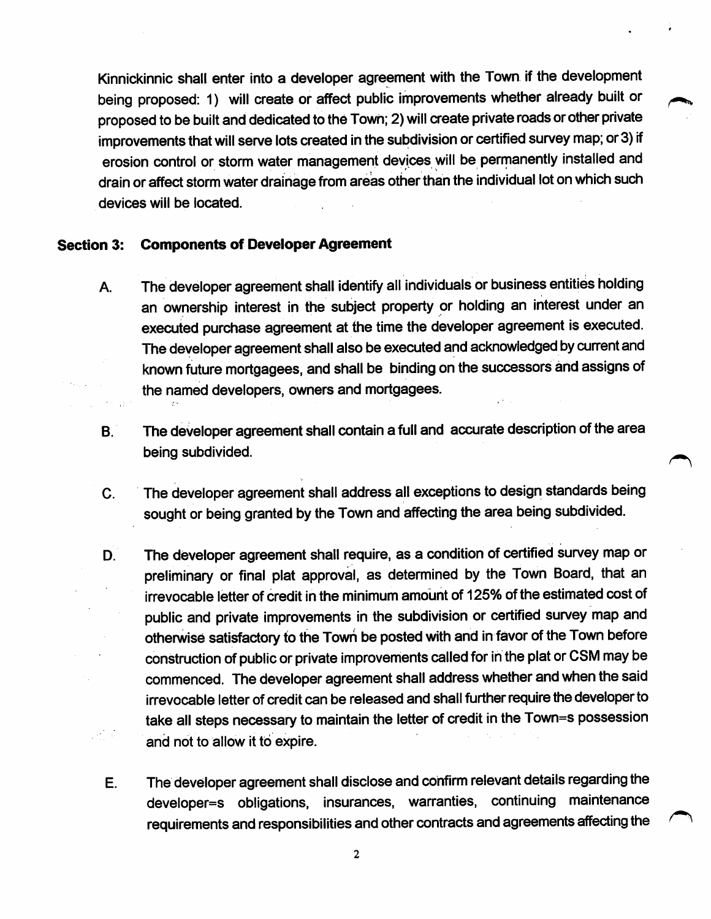Kinnickinnic shall enter into a developer agreement with the Town if the development being proposed: 1) will create or affect public improvements whether already built or proposed to be built and dedicated to the Town; 2) will create private roads or other private improvements that will serve lots created in the subdivision or certified survey map; or 3) if erosion control or storm water management devices will be permanently installed and drain or affect storm water drainage from areas other than the individual lot on which such devices will be located.

### Section 3: Components of Developer Agreement

A. The developer agreement shall identify all individuals or business entities holding an ownership interest in the subject property or holding an interest under an executed purchase agreement at the time the developer agreement is executed. The developer agreement shall also be executed and acknowledged by current and known future mortgagees, and shall be binding on the successors and assigns of the named developers, owners and mortgagees.

B. The developer agreement shall contain a full and accurate description of the area being subdivided.

C. The developer agreement shall address all exceptions to design standards being sought or being granted by the Town and affecting the area being subdivided.

D. The developer agreement shall require, as a condition of certified survey map or preliminary or final plat approval, as determined by the Town Board, that an irrevocable letter of credit in the minimum amount of 125% of the estimated cost of public and private improvements in the subdivision or certified survey map and otherwise satisfactory to the Town be posted with and in favor of the Town before construction of public or private improvements called for in the plat or CSM may be commenced. The developer agreement shall address whether and when the said irrevocable letter of credit can be released and shall further require the developer to take all steps necessary to maintain the letter of credit in the Town=s possession and not to allow it to expire.

E. The developer agreement shall disclose and confirm relevant details regarding the developer=s obligations, insurances, warranties, continuing maintenance requirements and responsibilities and other contracts and agreements affecting the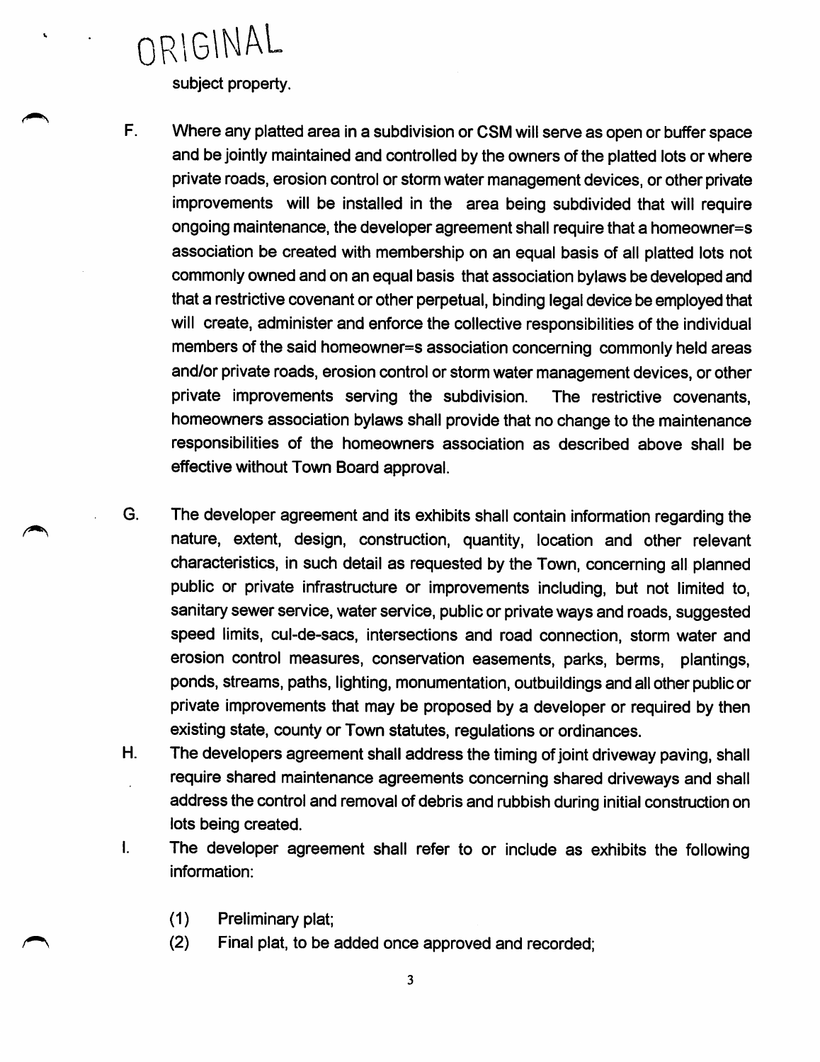ORIGINAL

subject property.

F. Where any platted area in a subdivision or CSM will serve as open or buffer space and be jointly maintained and controlled by the owners of the platted lots or where private roads, erosion control or storm water management devices, or other private improvements will be installed in the area being subdivided that will require ongoing maintenance, the developer agreement shall require that a homeowner=s association be created with membership on an equal basis of all platted lots not commonly owned and on an equal basis that association bylaws be developed and that a restrictive covenant or other perpetual, binding legal device be employed that will create, administer and enforce the collective responsibilities of the individual members of the said homeowner=s association concerning commonly held areas and/or private roads, erosion control or storm water management devices, or other private improvements serving the subdivision. The restrictive covenants, homeowners association bylaws shall provide that no change to the maintenance responsibilities of the homeowners association as described above shall be effective without Town Board approval.

G. The developer agreement and its exhibits shall contain information regarding the nature, extent, design, construction, quantity, location and other relevant characteristics, in such detail as requested by the Town, concerning all planned public or private infrastructure or improvements including, but not limited to, sanitary sewer service, water service, public or private ways and roads, suggested speed limits, cul-de-sacs, intersections and road connection, storm water and erosion control measures, conservation easements, parks, berms, plantings, ponds, streams, paths, lighting, monumentation, outbuildings and all other public or private improvements that may be proposed by a developer or required by then existing state, county or Town statutes, regulations or ordinances.

H. The developers agreement shall address the timing of joint driveway paving, shall require shared maintenance agreements concerning shared driveways and shall address the control and removal of debris and rubbish during initial construction on lots being created.

I. The developer agreement shall refer to or include as exhibits the following information:

   (1) Preliminary plat;
   (2) Final plat, to be added once approved and recorded;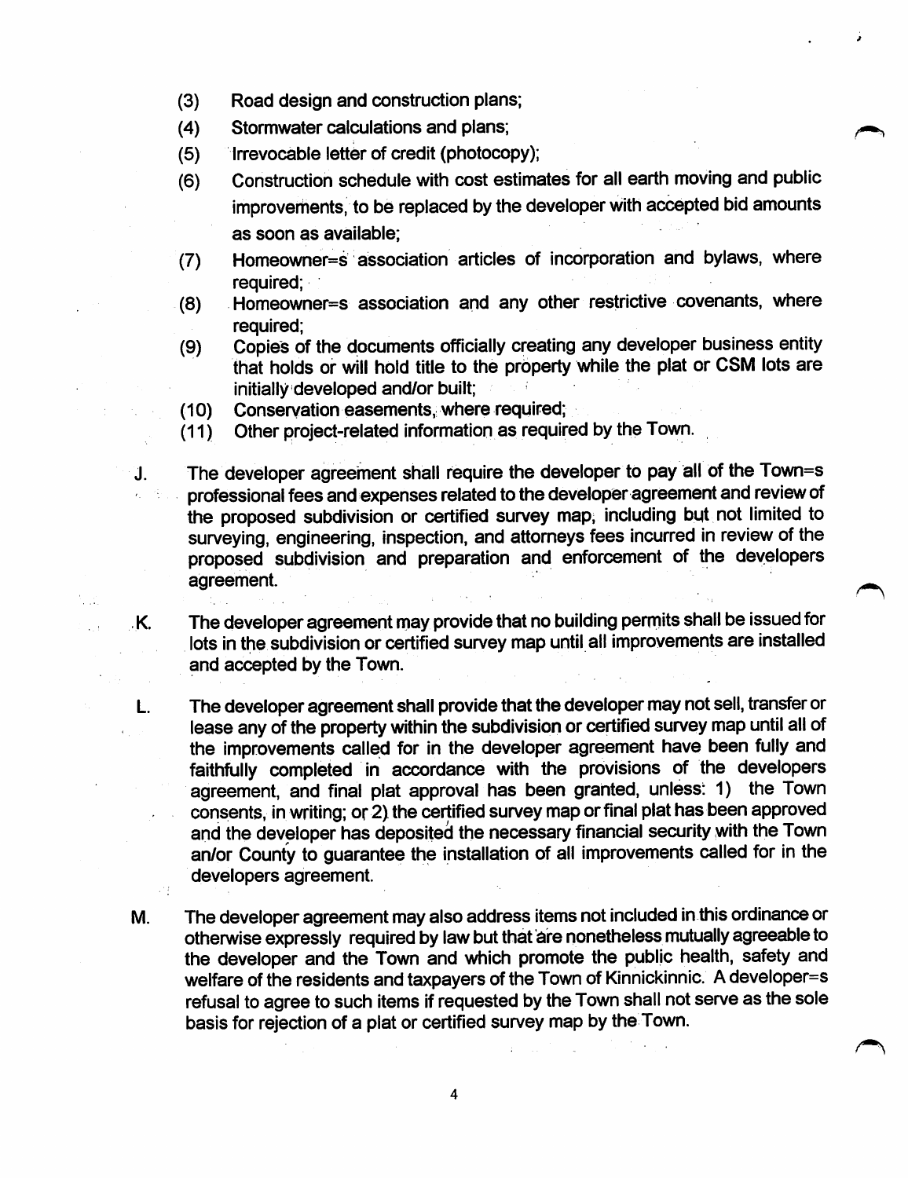(3) Road design and construction plans;

(4) Stormwater calculations and plans;

(5) Irrevocable letter of credit (photocopy);

(6) Construction schedule with cost estimates for all earth moving and public improvements, to be replaced by the developer with accepted bid amounts as soon as available;

(7) Homeowner=s association articles of incorporation and bylaws, where required;

(8) Homeowner=s association and any other restrictive covenants, where required;

(9) Copies of the documents officially creating any developer business entity that holds or will hold title to the property while the plat or CSM lots are initially developed and/or built;

(10) Conservation easements, where required;

(11) Other project-related information as required by the Town.

J. The developer agreement shall require the developer to pay all of the Town=s professional fees and expenses related to the developer agreement and review of the proposed subdivision or certified survey map, including but not limited to surveying, engineering, inspection, and attorneys fees incurred in review of the proposed subdivision and preparation and enforcement of the developers agreement.

K. The developer agreement may provide that no building permits shall be issued for lots in the subdivision or certified survey map until all improvements are installed and accepted by the Town.

L. The developer agreement shall provide that the developer may not sell, transfer or lease any of the property within the subdivision or certified survey map until all of the improvements called for in the developer agreement have been fully and faithfully completed in accordance with the provisions of the developers agreement, and final plat approval has been granted, unless: 1) the Town consents, in writing; or 2) the certified survey map or final plat has been approved and the developer has deposited the necessary financial security with the Town an/or County to guarantee the installation of all improvements called for in the developers agreement.

M. The developer agreement may also address items not included in this ordinance or otherwise expressly required by law but that are nonetheless mutually agreeable to the developer and the Town and which promote the public health, safety and welfare of the residents and taxpayers of the Town of Kinnickinnic. A developer=s refusal to agree to such items if requested by the Town shall not serve as the sole basis for rejection of a plat or certified survey map by the Town.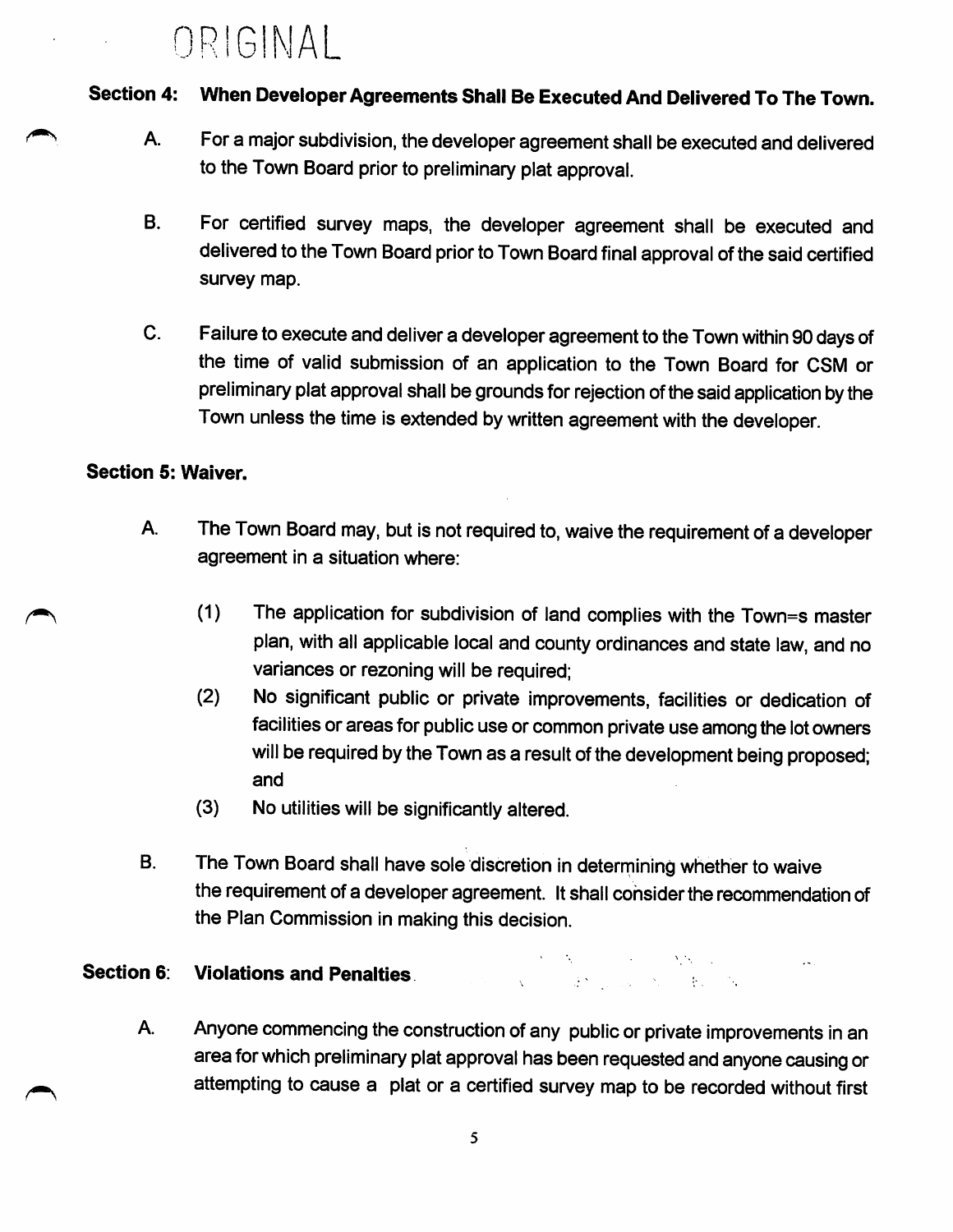ORIGINAL

## Section 4: When Developer Agreements Shall Be Executed And Delivered To The Town.

A. For a major subdivision, the developer agreement shall be executed and delivered to the Town Board prior to preliminary plat approval.

B. For certified survey maps, the developer agreement shall be executed and delivered to the Town Board prior to Town Board final approval of the said certified survey map.

C. Failure to execute and deliver a developer agreement to the Town within 90 days of the time of valid submission of an application to the Town Board for CSM or preliminary plat approval shall be grounds for rejection of the said application by the Town unless the time is extended by written agreement with the developer.

## Section 5: Waiver.

A. The Town Board may, but is not required to, waive the requirement of a developer agreement in a situation where:

(1) The application for subdivision of land complies with the Town=s master plan, with all applicable local and county ordinances and state law, and no variances or rezoning will be required;

(2) No significant public or private improvements, facilities or dedication of facilities or areas for public use or common private use among the lot owners will be required by the Town as a result of the development being proposed; and

(3) No utilities will be significantly altered.

B. The Town Board shall have sole discretion in determining whether to waive the requirement of a developer agreement. It shall consider the recommendation of the Plan Commission in making this decision.

## Section 6: Violations and Penalties.

A. Anyone commencing the construction of any public or private improvements in an area for which preliminary plat approval has been requested and anyone causing or attempting to cause a plat or a certified survey map to be recorded without first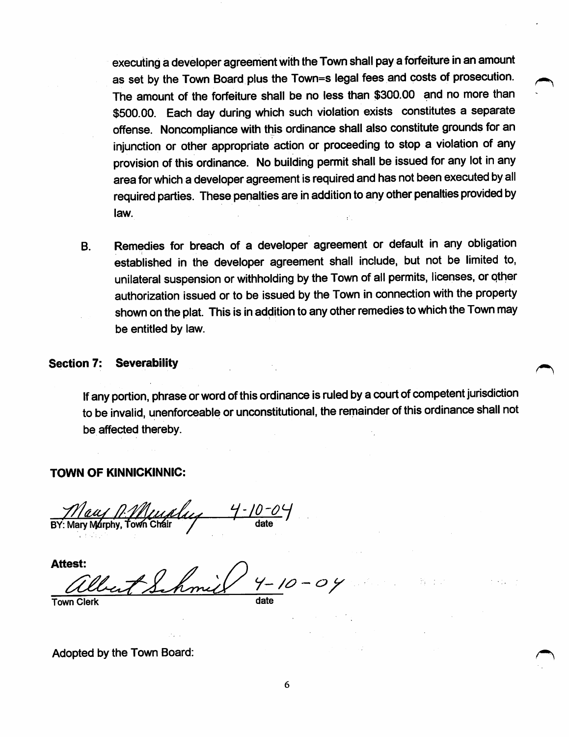executing a developer agreement with the Town shall pay a forfeiture in an amount as set by the Town Board plus the Town=s legal fees and costs of prosecution. The amount of the forfeiture shall be no less than $300.00 and no more than $500.00. Each day during which such violation exists constitutes a separate offense. Noncompliance with this ordinance shall also constitute grounds for an injunction or other appropriate action or proceeding to stop a violation of any provision of this ordinance. No building permit shall be issued for any lot in any area for which a developer agreement is required and has not been executed by all required parties. These penalties are in addition to any other penalties provided by law.

B. Remedies for breach of a developer agreement or default in any obligation established in the developer agreement shall include, but not be limited to, unilateral suspension or withholding by the Town of all permits, licenses, or other authorization issued or to be issued by the Town in connection with the property shown on the plat. This is in addition to any other remedies to which the Town may be entitled by law.

**Section 7: Severability**

If any portion, phrase or word of this ordinance is ruled by a court of competent jurisdiction to be invalid, unenforceable or unconstitutional, the remainder of this ordinance shall not be affected thereby.

**TOWN OF KINNICKINNIC:**

Mary D. Murphy 4-10-04
BY: Mary Murphy, Town Chair — date

**Attest:**
Albert Schmid 4-10-04
Town Clerk — date

Adopted by the Town Board: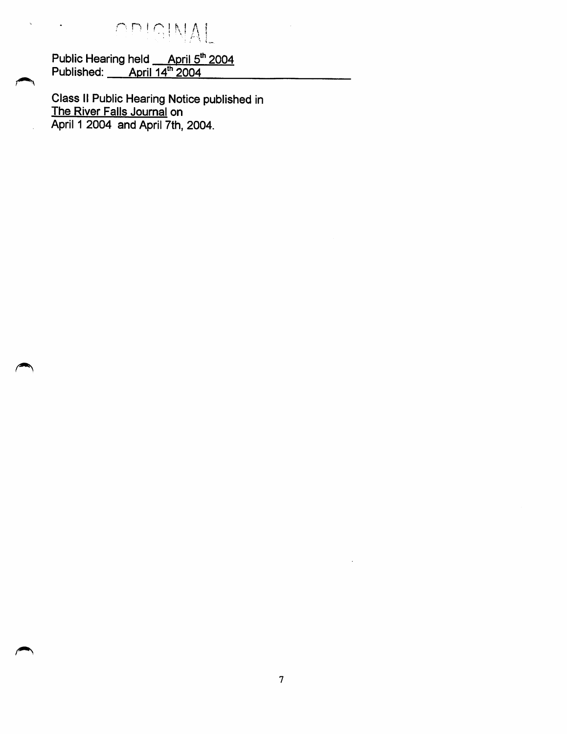ORIGINAL

Public Hearing held April 5th 2004
Published: April 14th 2004

Class II Public Hearing Notice published in The River Falls Journal on April 1 2004 and April 7th, 2004.